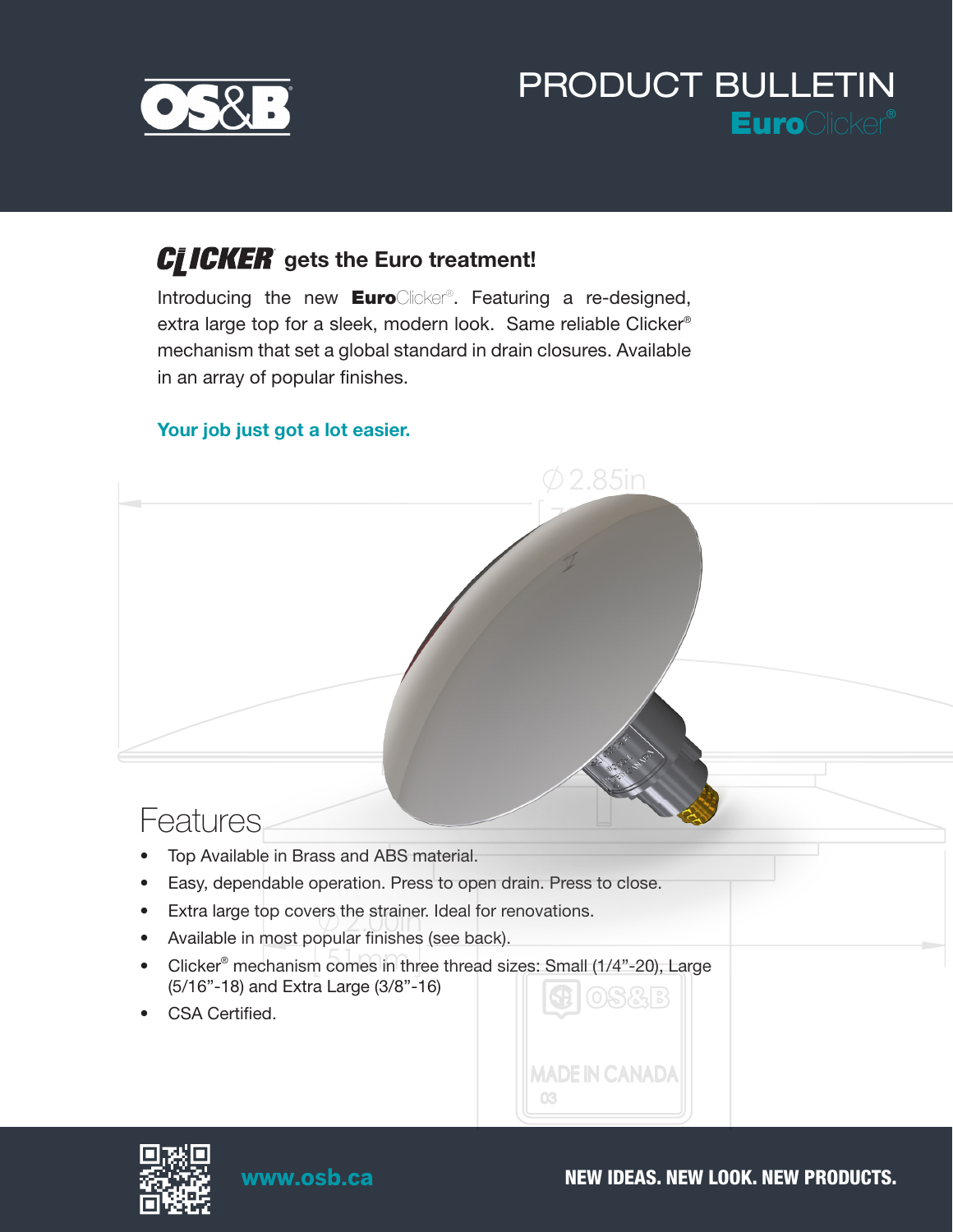# PRODUCT BULLETIN

## **Euro**Clicker®

### CLICKER® gets the Euro treatment!

Introducing the new **Euro**Clicker®. Featuring a re-designed, extra large top for a sleek, modern look. Same reliable Clicker® mechanism that set a global standard in drain closures. Available in an array of popular finishes.

**Your job just got a lot easier.**

## Features

- Top Available in Brass and ABS material.
- Easy, dependable operation. Press to open drain. Press to close.
- Extra large top covers the strainer. Ideal for renovations.
- Available in most popular finishes (see back).
- Clicker® mechanism comes in three thread sizes: Small (1/4"-20), Large (5/16"-18) and Extra Large (3/8"-16)
- CSA Certified.

www.osb.ca

**NEW IDEAS. NEW LOOK. NEW PRODUCTS.**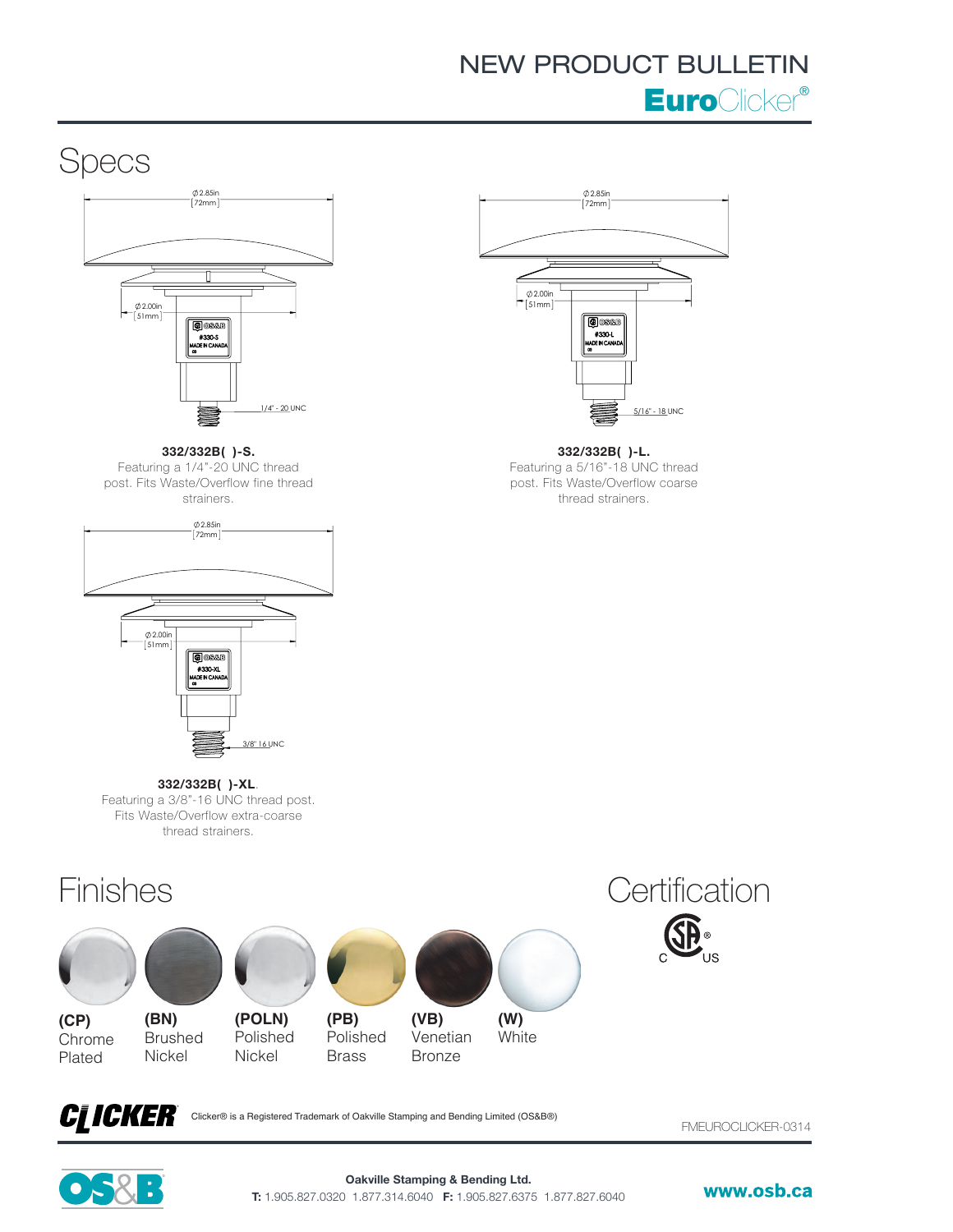NEW PRODUCT BULLETIN

**Euro**Clicker®

# Specs

Ø2.85in
[72mm]

Ø2.00in
[51mm]

OS&B
#330-S
MADE IN CANADA

1/4" - 20 UNC

**332/332B( )-S.**
Featuring a 1/4"-20 UNC thread post. Fits Waste/Overflow fine thread strainers.

Ø2.85in
[72mm]

Ø2.00in
[51mm]

OS&B
#330-L
MADE IN CANADA

5/16" - 18 UNC

**332/332B( )-L.**
Featuring a 5/16"-18 UNC thread post. Fits Waste/Overflow coarse thread strainers.

Ø2.85in
[72mm]

Ø2.00in
[51mm]

OS&B
#330-XL
MADE IN CANADA

3/8" 16 UNC

**332/332B( )-XL.**
Featuring a 3/8"-16 UNC thread post. Fits Waste/Overflow extra-coarse thread strainers.

# Finishes

**(CP)** Chrome Plated

**(BN)** Brushed Nickel

**(POLN)** Polished Nickel

**(PB)** Polished Brass

**(VB)** Venetian Bronze

**(W)** White

# Certification

C SA US

CLICKER

Clicker® is a Registered Trademark of Oakville Stamping and Bending Limited (OS&B®)

FMEUROCLICKER-0314

OS&B

**Oakville Stamping & Bending Ltd.**
**T:** 1.905.827.0320 1.877.314.6040 **F:** 1.905.827.6375 1.877.827.6040

**www.osb.ca**